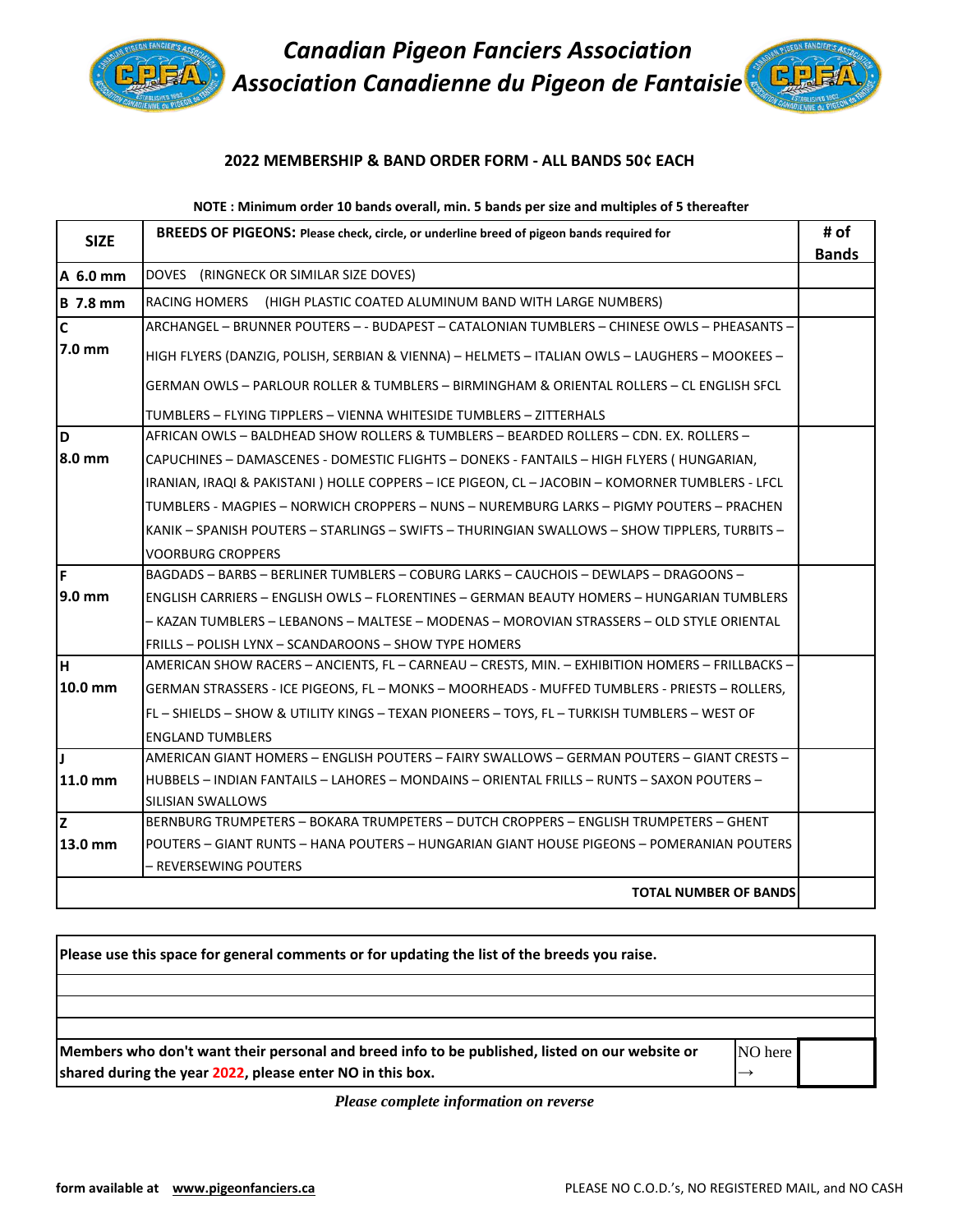# Canadian Pigeon Fanciers Association
# Association Canadienne du Pigeon de Fantaisie

**2022 MEMBERSHIP & BAND ORDER FORM - ALL BANDS 50¢ EACH**

**NOTE : Minimum order 10 bands overall, min. 5 bands per size and multiples of 5 thereafter**

| SIZE | BREEDS OF PIGEONS: Please check, circle, or underline breed of pigeon bands required for | # of Bands |
|---|---|---|
| A 6.0 mm | DOVES (RINGNECK OR SIMILAR SIZE DOVES) | |
| B 7.8 mm | RACING HOMERS (HIGH PLASTIC COATED ALUMINUM BAND WITH LARGE NUMBERS) | |
| C 7.0 mm | ARCHANGEL – BRUNNER POUTERS – - BUDAPEST – CATALONIAN TUMBLERS – CHINESE OWLS – PHEASANTS – HIGH FLYERS (DANZIG, POLISH, SERBIAN & VIENNA) – HELMETS – ITALIAN OWLS – LAUGHERS – MOOKEES – GERMAN OWLS – PARLOUR ROLLER & TUMBLERS – BIRMINGHAM & ORIENTAL ROLLERS – CL ENGLISH SFCL TUMBLERS – FLYING TIPPLERS – VIENNA WHITESIDE TUMBLERS – ZITTERHALS | |
| D 8.0 mm | AFRICAN OWLS – BALDHEAD SHOW ROLLERS & TUMBLERS – BEARDED ROLLERS – CDN. EX. ROLLERS – CAPUCHINES – DAMASCENES - DOMESTIC FLIGHTS – DONEKS - FANTAILS – HIGH FLYERS ( HUNGARIAN, IRANIAN, IRAQI & PAKISTANI ) HOLLE COPPERS – ICE PIGEON, CL – JACOBIN – KOMORNER TUMBLERS - LFCL TUMBLERS - MAGPIES – NORWICH CROPPERS – NUNS – NUREMBURG LARKS – PIGMY POUTERS – PRACHEN KANIK – SPANISH POUTERS – STARLINGS – SWIFTS – THURINGIAN SWALLOWS – SHOW TIPPLERS, TURBITS – VOORBURG CROPPERS | |
| F 9.0 mm | BAGDADS – BARBS – BERLINER TUMBLERS – COBURG LARKS – CAUCHOIS – DEWLAPS – DRAGOONS – ENGLISH CARRIERS – ENGLISH OWLS – FLORENTINES – GERMAN BEAUTY HOMERS – HUNGARIAN TUMBLERS – KAZAN TUMBLERS – LEBANONS – MALTESE – MODENAS – MOROVIAN STRASSERS – OLD STYLE ORIENTAL FRILLS – POLISH LYNX – SCANDAROONS – SHOW TYPE HOMERS | |
| H 10.0 mm | AMERICAN SHOW RACERS – ANCIENTS, FL – CARNEAU – CRESTS, MIN. – EXHIBITION HOMERS – FRILLBACKS – GERMAN STRASSERS - ICE PIGEONS, FL – MONKS – MOORHEADS - MUFFED TUMBLERS - PRIESTS – ROLLERS, FL – SHIELDS – SHOW & UTILITY KINGS – TEXAN PIONEERS – TOYS, FL – TURKISH TUMBLERS – WEST OF ENGLAND TUMBLERS | |
| J 11.0 mm | AMERICAN GIANT HOMERS – ENGLISH POUTERS – FAIRY SWALLOWS – GERMAN POUTERS – GIANT CRESTS – HUBBELS – INDIAN FANTAILS – LAHORES – MONDAINS – ORIENTAL FRILLS – RUNTS – SAXON POUTERS – SILISIAN SWALLOWS | |
| Z 13.0 mm | BERNBURG TRUMPETERS – BOKARA TRUMPETERS – DUTCH CROPPERS – ENGLISH TRUMPETERS – GHENT POUTERS – GIANT RUNTS – HANA POUTERS – HUNGARIAN GIANT HOUSE PIGEONS – POMERANIAN POUTERS – REVERSEWING POUTERS | |
| | **TOTAL NUMBER OF BANDS** | |

**Please use this space for general comments or for updating the list of the breeds you raise.**

**Members who don't want their personal and breed info to be published, listed on our website or shared during the year 2022, please enter NO in this box.** NO here →

***Please complete information on reverse***

**form available at** **www.pigeonfanciers.ca**

PLEASE NO C.O.D.'s, NO REGISTERED MAIL, and NO CASH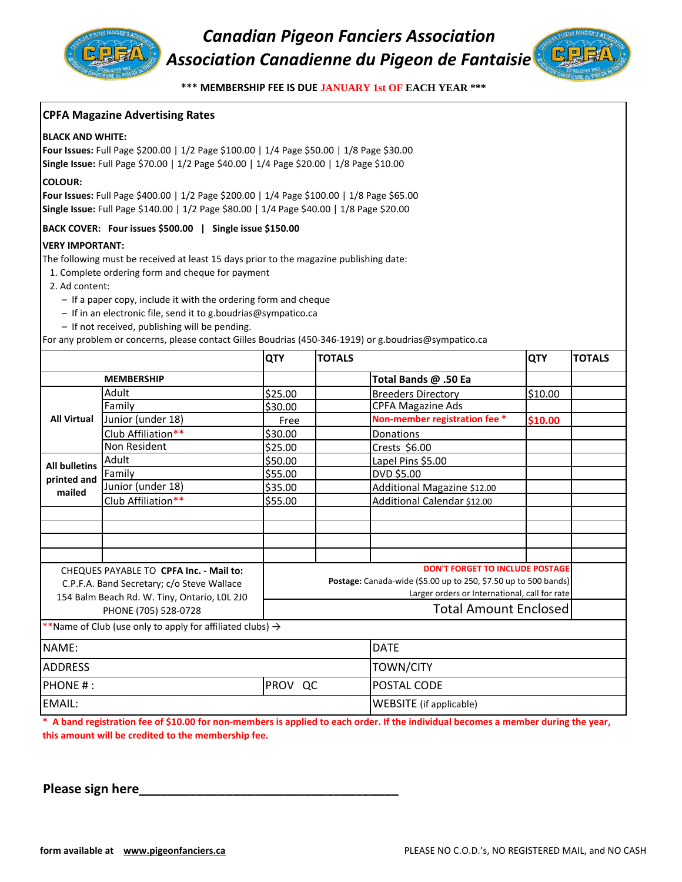# Canadian Pigeon Fanciers Association
# Association Canadienne du Pigeon de Fantaisie

*** MEMBERSHIP FEE IS DUE JANUARY 1st OF EACH YEAR ***

## CPFA Magazine Advertising Rates

**BLACK AND WHITE:**

**Four Issues:** Full Page $200.00 | 1/2 Page $100.00 | 1/4 Page $50.00 | 1/8 Page $30.00
**Single Issue:** Full Page $70.00 | 1/2 Page $40.00 | 1/4 Page $20.00 | 1/8 Page $10.00

**COLOUR:**

**Four Issues:** Full Page $400.00 | 1/2 Page $200.00 | 1/4 Page $100.00 | 1/8 Page $65.00
**Single Issue:** Full Page $140.00 | 1/2 Page $80.00 | 1/4 Page $40.00 | 1/8 Page $20.00

**BACK COVER: Four issues $500.00 | Single issue $150.00**

**VERY IMPORTANT:**

The following must be received at least 15 days prior to the magazine publishing date:

1. Complete ordering form and cheque for payment
2. Ad content:
   - If a paper copy, include it with the ordering form and cheque
   - If in an electronic file, send it to g.boudrias@sympatico.ca
   - If not received, publishing will be pending.

For any problem or concerns, please contact Gilles Boudrias (450-346-1919) or g.boudrias@sympatico.ca

| | | QTY | TOTALS | | QTY | TOTALS |
|---|---|---|---|---|---|---|
| | **MEMBERSHIP** | | | **Total Bands @ .50 Ea** | | |
| **All Virtual** | Adult | $25.00 | | Breeders Directory | $10.00 | |
| | Family | $30.00 | | CPFA Magazine Ads | | |
| | Junior (under 18) | Free | | Non-member registration fee * | $10.00 | |
| | Club Affiliation** | $30.00 | | Donations | | |
| | Non Resident | $25.00 | | Crests $6.00 | | |
| **All bulletins printed and mailed** | Adult | $50.00 | | Lapel Pins $5.00 | | |
| | Family | $55.00 | | DVD $5.00 | | |
| | Junior (under 18) | $35.00 | | Additional Magazine $12.00 | | |
| | Club Affiliation** | $55.00 | | Additional Calendar $12.00 | | |
| | | | | | | |
| | | | | | | |
| | | | | | | |
| | | | | | | |

CHEQUES PAYABLE TO **CPFA Inc. - Mail to:**
C.P.F.A. Band Secretary; c/o Steve Wallace
154 Balm Beach Rd. W. Tiny, Ontario, L0L 2J0
PHONE (705) 528-0728

**DON'T FORGET TO INCLUDE POSTAGE**
**Postage:** Canada-wide ($5.00 up to 250, $7.50 up to 500 bands)
Larger orders or International, call for rate

Total Amount Enclosed

**Name of Club (use only to apply for affiliated clubs) →

| | |
|---|---|
| NAME: | DATE |
| ADDRESS | TOWN/CITY |
| PHONE # : PROV QC | POSTAL CODE |
| EMAIL: | WEBSITE (if applicable) |

**\* A band registration fee of $10.00 for non-members is applied to each order. If the individual becomes a member during the year, this amount will be credited to the membership fee.**

**Please sign here**___________________________________

**form available at** www.pigeonfanciers.ca

PLEASE NO C.O.D.'s, NO REGISTERED MAIL, and NO CASH